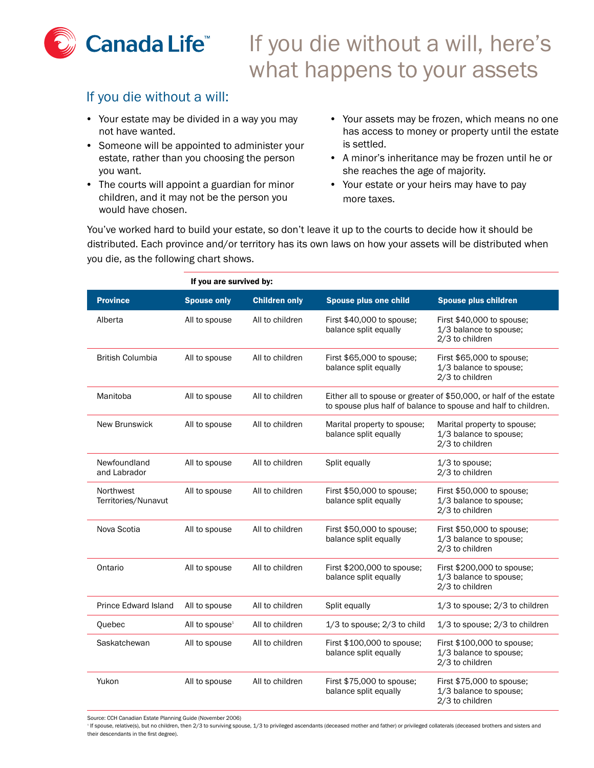Canada Life™

# If you die without a will, here's what happens to your assets

## If you die without a will:

- Your estate may be divided in a way you may not have wanted.
- Someone will be appointed to administer your estate, rather than you choosing the person you want.
- The courts will appoint a guardian for minor children, and it may not be the person you would have chosen.
- Your assets may be frozen, which means no one has access to money or property until the estate is settled.
- A minor's inheritance may be frozen until he or she reaches the age of majority.
- Your estate or your heirs may have to pay more taxes.

You've worked hard to build your estate, so don't leave it up to the courts to decide how it should be distributed. Each province and/or territory has its own laws on how your assets will be distributed when you die, as the following chart shows.

| | If you are survived by: | | | |
|---|---|---|---|---|
| **Province** | **Spouse only** | **Children only** | **Spouse plus one child** | **Spouse plus children** |
| Alberta | All to spouse | All to children | First $40,000 to spouse; balance split equally | First $40,000 to spouse; 1/3 balance to spouse; 2/3 to children |
| British Columbia | All to spouse | All to children | First $65,000 to spouse; balance split equally | First $65,000 to spouse; 1/3 balance to spouse; 2/3 to children |
| Manitoba | All to spouse | All to children | Either all to spouse or greater of $50,000, or half of the estate to spouse plus half of balance to spouse and half to children. | |
| New Brunswick | All to spouse | All to children | Marital property to spouse; balance split equally | Marital property to spouse; 1/3 balance to spouse; 2/3 to children |
| Newfoundland and Labrador | All to spouse | All to children | Split equally | 1/3 to spouse; 2/3 to children |
| Northwest Territories/Nunavut | All to spouse | All to children | First $50,000 to spouse; balance split equally | First $50,000 to spouse; 1/3 balance to spouse; 2/3 to children |
| Nova Scotia | All to spouse | All to children | First $50,000 to spouse; balance split equally | First $50,000 to spouse; 1/3 balance to spouse; 2/3 to children |
| Ontario | All to spouse | All to children | First $200,000 to spouse; balance split equally | First $200,000 to spouse; 1/3 balance to spouse; 2/3 to children |
| Prince Edward Island | All to spouse | All to children | Split equally | 1/3 to spouse; 2/3 to children |
| Quebec | All to spouse[1] | All to children | 1/3 to spouse; 2/3 to child | 1/3 to spouse; 2/3 to children |
| Saskatchewan | All to spouse | All to children | First $100,000 to spouse; balance split equally | First $100,000 to spouse; 1/3 balance to spouse; 2/3 to children |
| Yukon | All to spouse | All to children | First $75,000 to spouse; balance split equally | First $75,000 to spouse; 1/3 balance to spouse; 2/3 to children |

Source: CCH Canadian Estate Planning Guide (November 2006)

[1] If spouse, relative(s), but no children, then 2/3 to surviving spouse, 1/3 to privileged ascendants (deceased mother and father) or privileged collaterals (deceased brothers and sisters and their descendants in the first degree).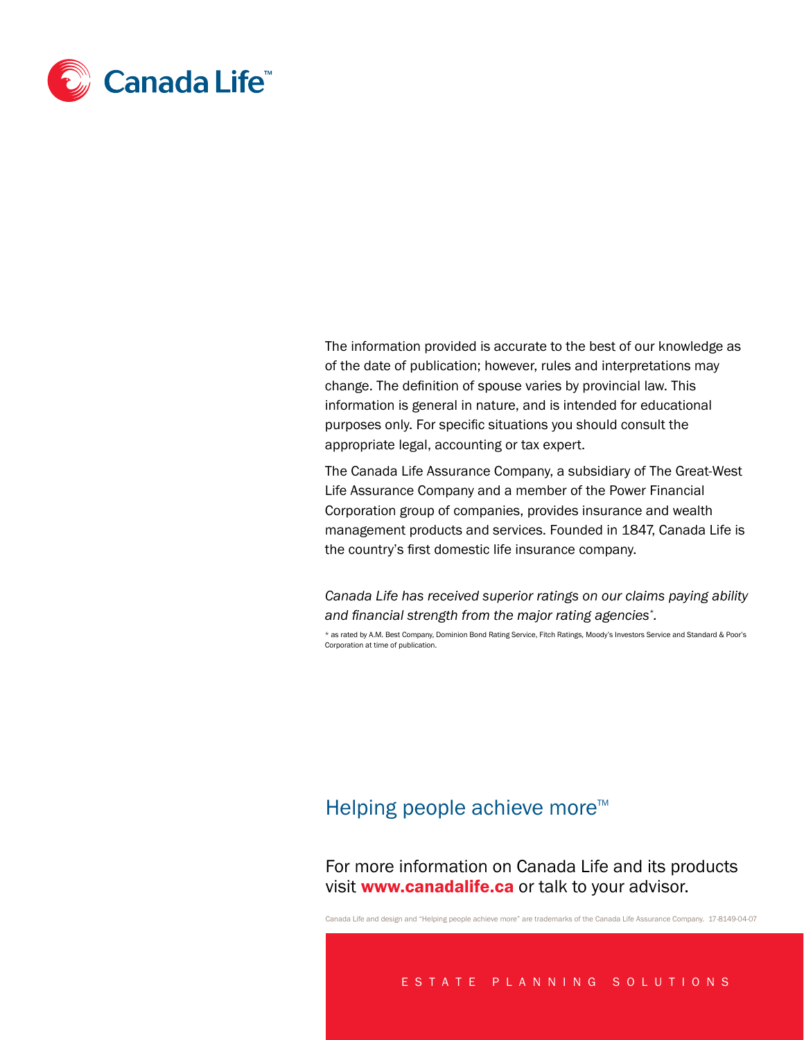Canada Life™

The information provided is accurate to the best of our knowledge as of the date of publication; however, rules and interpretations may change. The definition of spouse varies by provincial law. This information is general in nature, and is intended for educational purposes only. For specific situations you should consult the appropriate legal, accounting or tax expert.

The Canada Life Assurance Company, a subsidiary of The Great-West Life Assurance Company and a member of the Power Financial Corporation group of companies, provides insurance and wealth management products and services. Founded in 1847, Canada Life is the country's first domestic life insurance company.

*Canada Life has received superior ratings on our claims paying ability and financial strength from the major rating agencies*.*

\* as rated by A.M. Best Company, Dominion Bond Rating Service, Fitch Ratings, Moody's Investors Service and Standard & Poor's Corporation at time of publication.

Helping people achieve more™

For more information on Canada Life and its products visit **www.canadalife.ca** or talk to your advisor.

Canada Life and design and "Helping people achieve more" are trademarks of the Canada Life Assurance Company. 17-8149-04-07

ESTATE PLANNING SOLUTIONS